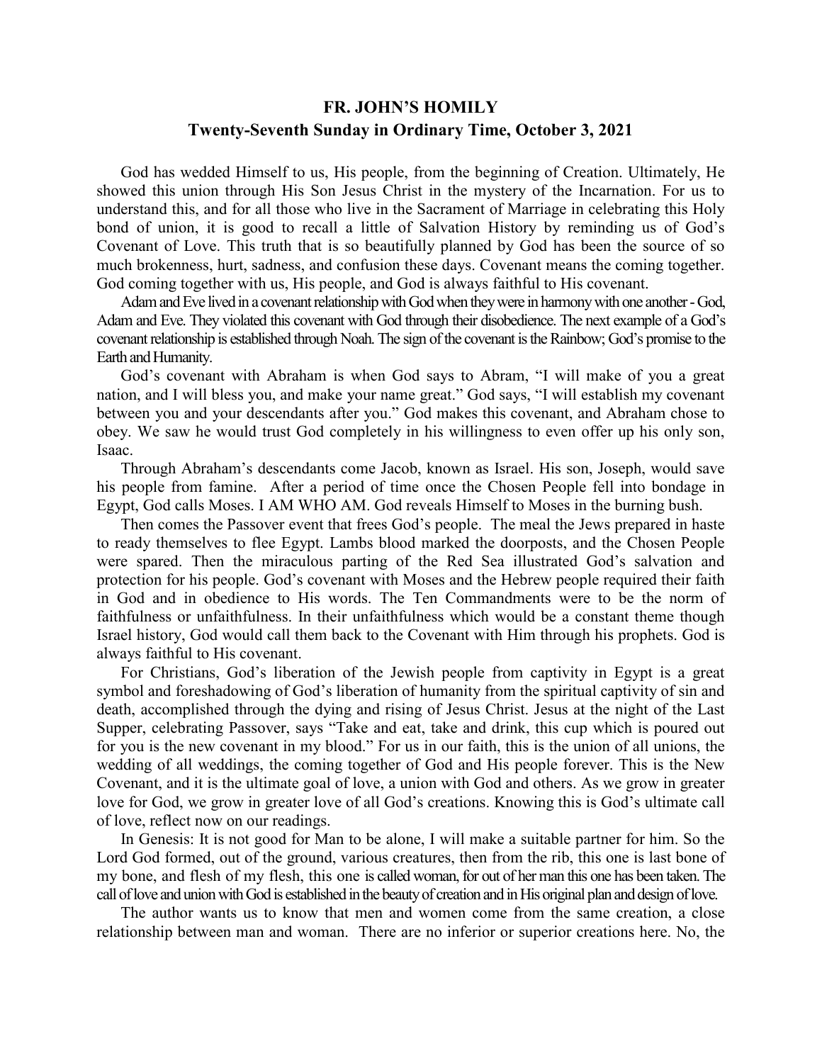# FR. JOHN'S HOMILY

## Twenty-Seventh Sunday in Ordinary Time, October 3, 2021

God has wedded Himself to us, His people, from the beginning of Creation. Ultimately, He showed this union through His Son Jesus Christ in the mystery of the Incarnation. For us to understand this, and for all those who live in the Sacrament of Marriage in celebrating this Holy bond of union, it is good to recall a little of Salvation History by reminding us of God's Covenant of Love. This truth that is so beautifully planned by God has been the source of so much brokenness, hurt, sadness, and confusion these days. Covenant means the coming together. God coming together with us, His people, and God is always faithful to His covenant.

Adam and Eve lived in a covenant relationship with God when they were in harmony with one another - God, Adam and Eve. They violated this covenant with God through their disobedience. The next example of a God's covenant relationship is established through Noah. The sign of the covenant is the Rainbow; God's promise to the Earth and Humanity.

God's covenant with Abraham is when God says to Abram, "I will make of you a great nation, and I will bless you, and make your name great." God says, "I will establish my covenant between you and your descendants after you." God makes this covenant, and Abraham chose to obey. We saw he would trust God completely in his willingness to even offer up his only son, Isaac.

Through Abraham's descendants come Jacob, known as Israel. His son, Joseph, would save his people from famine. After a period of time once the Chosen People fell into bondage in Egypt, God calls Moses. I AM WHO AM. God reveals Himself to Moses in the burning bush.

Then comes the Passover event that frees God's people. The meal the Jews prepared in haste to ready themselves to flee Egypt. Lambs blood marked the doorposts, and the Chosen People were spared. Then the miraculous parting of the Red Sea illustrated God's salvation and protection for his people. God's covenant with Moses and the Hebrew people required their faith in God and in obedience to His words. The Ten Commandments were to be the norm of faithfulness or unfaithfulness. In their unfaithfulness which would be a constant theme though Israel history, God would call them back to the Covenant with Him through his prophets. God is always faithful to His covenant.

For Christians, God's liberation of the Jewish people from captivity in Egypt is a great symbol and foreshadowing of God's liberation of humanity from the spiritual captivity of sin and death, accomplished through the dying and rising of Jesus Christ. Jesus at the night of the Last Supper, celebrating Passover, says "Take and eat, take and drink, this cup which is poured out for you is the new covenant in my blood." For us in our faith, this is the union of all unions, the wedding of all weddings, the coming together of God and His people forever. This is the New Covenant, and it is the ultimate goal of love, a union with God and others. As we grow in greater love for God, we grow in greater love of all God's creations. Knowing this is God's ultimate call of love, reflect now on our readings.

In Genesis: It is not good for Man to be alone, I will make a suitable partner for him. So the Lord God formed, out of the ground, various creatures, then from the rib, this one is last bone of my bone, and flesh of my flesh, this one is called woman, for out of her man this one has been taken. The call of love and union with God is established in the beauty of creation and in His original plan and design of love.

The author wants us to know that men and women come from the same creation, a close relationship between man and woman. There are no inferior or superior creations here. No, the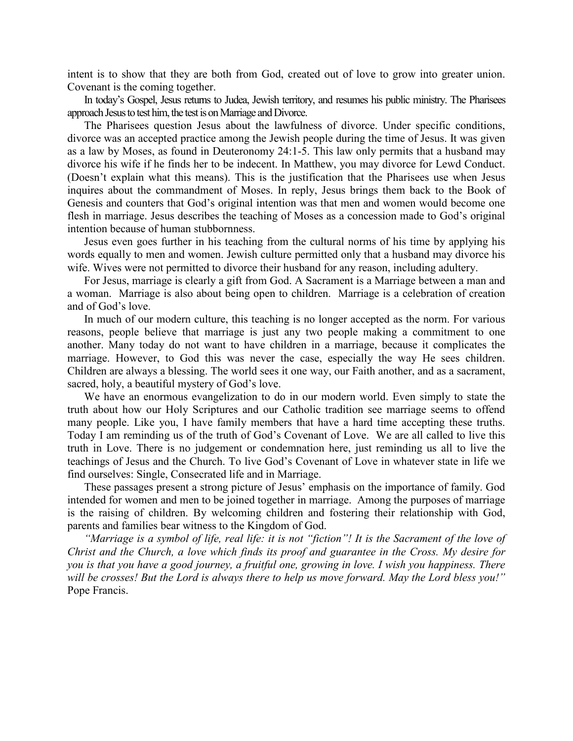intent is to show that they are both from God, created out of love to grow into greater union. Covenant is the coming together.

In today's Gospel, Jesus returns to Judea, Jewish territory, and resumes his public ministry. The Pharisees approach Jesus to test him, the test is on Marriage and Divorce.

The Pharisees question Jesus about the lawfulness of divorce. Under specific conditions, divorce was an accepted practice among the Jewish people during the time of Jesus. It was given as a law by Moses, as found in Deuteronomy 24:1-5. This law only permits that a husband may divorce his wife if he finds her to be indecent. In Matthew, you may divorce for Lewd Conduct. (Doesn't explain what this means). This is the justification that the Pharisees use when Jesus inquires about the commandment of Moses. In reply, Jesus brings them back to the Book of Genesis and counters that God's original intention was that men and women would become one flesh in marriage. Jesus describes the teaching of Moses as a concession made to God's original intention because of human stubbornness.

Jesus even goes further in his teaching from the cultural norms of his time by applying his words equally to men and women. Jewish culture permitted only that a husband may divorce his wife. Wives were not permitted to divorce their husband for any reason, including adultery.

For Jesus, marriage is clearly a gift from God. A Sacrament is a Marriage between a man and a woman. Marriage is also about being open to children. Marriage is a celebration of creation and of God's love.

In much of our modern culture, this teaching is no longer accepted as the norm. For various reasons, people believe that marriage is just any two people making a commitment to one another. Many today do not want to have children in a marriage, because it complicates the marriage. However, to God this was never the case, especially the way He sees children. Children are always a blessing. The world sees it one way, our Faith another, and as a sacrament, sacred, holy, a beautiful mystery of God's love.

We have an enormous evangelization to do in our modern world. Even simply to state the truth about how our Holy Scriptures and our Catholic tradition see marriage seems to offend many people. Like you, I have family members that have a hard time accepting these truths. Today I am reminding us of the truth of God's Covenant of Love. We are all called to live this truth in Love. There is no judgement or condemnation here, just reminding us all to live the teachings of Jesus and the Church. To live God's Covenant of Love in whatever state in life we find ourselves: Single, Consecrated life and in Marriage.

These passages present a strong picture of Jesus' emphasis on the importance of family. God intended for women and men to be joined together in marriage. Among the purposes of marriage is the raising of children. By welcoming children and fostering their relationship with God, parents and families bear witness to the Kingdom of God.

*"Marriage is a symbol of life, real life: it is not "fiction"! It is the Sacrament of the love of Christ and the Church, a love which finds its proof and guarantee in the Cross. My desire for you is that you have a good journey, a fruitful one, growing in love. I wish you happiness. There will be crosses! But the Lord is always there to help us move forward. May the Lord bless you!"* Pope Francis.